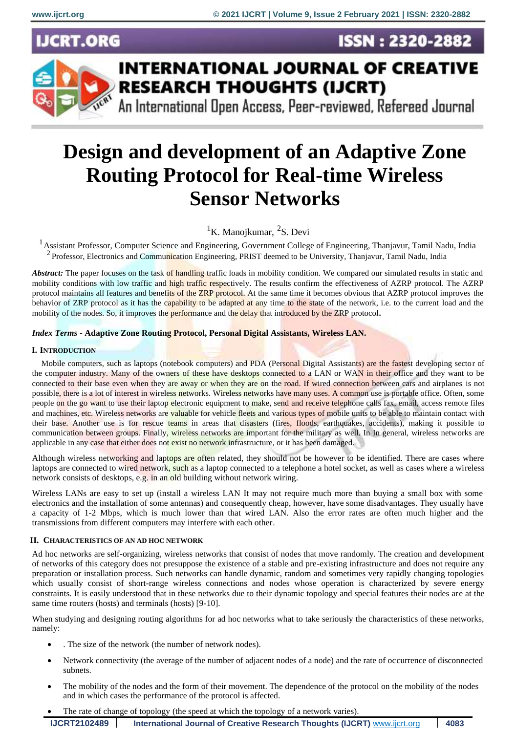# Design and development of an Adaptive Zone Routing Protocol for Real-time Wireless Sensor Networks

[1]K. Manojkumar, [2]S. Devi

[1]Assistant Professor, Computer Science and Engineering, Government College of Engineering, Thanjavur, Tamil Nadu, India
[2]Professor, Electronics and Communication Engineering, PRIST deemed to be University, Thanjavur, Tamil Nadu, India

***Abstract:*** The paper focuses on the task of handling traffic loads in mobility condition. We compared our simulated results in static and mobility conditions with low traffic and high traffic respectively. The results confirm the effectiveness of AZRP protocol. The AZRP protocol maintains all features and benefits of the ZRP protocol. At the same time it becomes obvious that AZRP protocol improves the behavior of ZRP protocol as it has the capability to be adapted at any time to the state of the network, i.e. to the current load and the mobility of the nodes. So, it improves the performance and the delay that introduced by the ZRP protocol**.**

***Index Terms* - Adaptive Zone Routing Protocol, Personal Digital Assistants, Wireless LAN.**

## I. Introduction

Mobile computers, such as laptops (notebook computers) and PDA (Personal Digital Assistants) are the fastest developing sector of the computer industry. Many of the owners of these have desktops connected to a LAN or WAN in their office and they want to be connected to their base even when they are away or when they are on the road. If wired connection between cars and airplanes is not possible, there is a lot of interest in wireless networks. Wireless networks have many uses. A common use is portable office. Often, some people on the go want to use their laptop electronic equipment to make, send and receive telephone calls fax, email, access remote files and machines, etc. Wireless networks are valuable for vehicle fleets and various types of mobile units to be able to maintain contact with their base. Another use is for rescue teams in areas that disasters (fires, floods, earthquakes, accidents), making it possible to communication between groups. Finally, wireless networks are important for the military as well. In In general, wireless networks are applicable in any case that either does not exist no network infrastructure, or it has been damaged.

Although wireless networking and laptops are often related, they should not be however to be identified. There are cases where laptops are connected to wired network, such as a laptop connected to a telephone a hotel socket, as well as cases where a wireless network consists of desktops, e.g. in an old building without network wiring.

Wireless LANs are easy to set up (install a wireless LAN It may not require much more than buying a small box with some electronics and the installation of some antennas) and consequently cheap, however, have some disadvantages. They usually have a capacity of 1-2 Mbps, which is much lower than that wired LAN. Also the error rates are often much higher and the transmissions from different computers may interfere with each other.

## II. Characteristics of an Ad Hoc Network

Ad hoc networks are self-organizing, wireless networks that consist of nodes that move randomly. The creation and development of networks of this category does not presuppose the existence of a stable and pre-existing infrastructure and does not require any preparation or installation process. Such networks can handle dynamic, random and sometimes very rapidly changing topologies which usually consist of short-range wireless connections and nodes whose operation is characterized by severe energy constraints. It is easily understood that in these networks due to their dynamic topology and special features their nodes are at the same time routers (hosts) and terminals (hosts) [9-10].

When studying and designing routing algorithms for ad hoc networks what to take seriously the characteristics of these networks, namely:

- . The size of the network (the number of network nodes).
- Network connectivity (the average of the number of adjacent nodes of a node) and the rate of occurrence of disconnected subnets.
- The mobility of the nodes and the form of their movement. The dependence of the protocol on the mobility of the nodes and in which cases the performance of the protocol is affected.
- The rate of change of topology (the speed at which the topology of a network varies).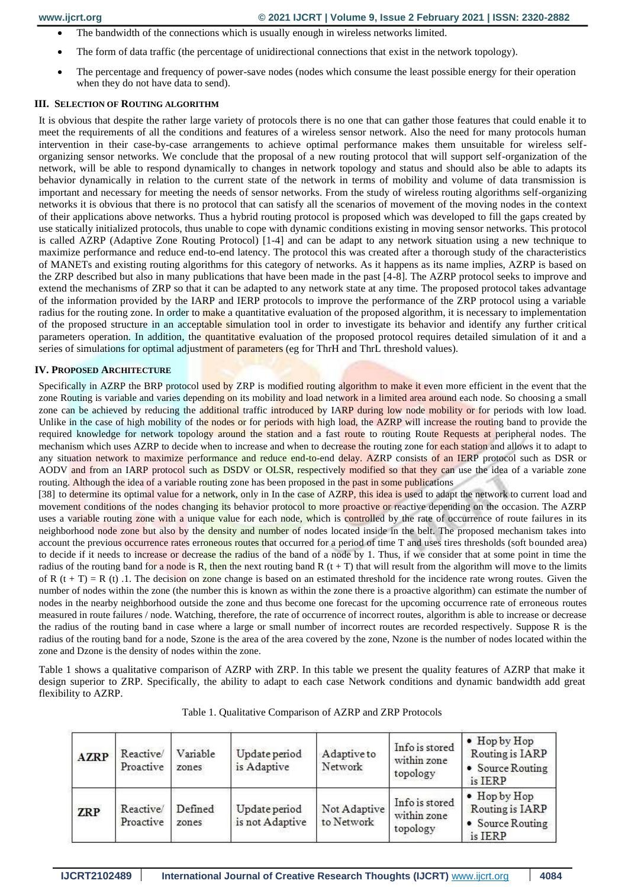- The bandwidth of the connections which is usually enough in wireless networks limited.
- The form of data traffic (the percentage of unidirectional connections that exist in the network topology).
- The percentage and frequency of power-save nodes (nodes which consume the least possible energy for their operation when they do not have data to send).

## III. SELECTION OF ROUTING ALGORITHM

It is obvious that despite the rather large variety of protocols there is no one that can gather those features that could enable it to meet the requirements of all the conditions and features of a wireless sensor network. Also the need for many protocols human intervention in their case-by-case arrangements to achieve optimal performance makes them unsuitable for wireless self-organizing sensor networks. We conclude that the proposal of a new routing protocol that will support self-organization of the network, will be able to respond dynamically to changes in network topology and status and should also be able to adapts its behavior dynamically in relation to the current state of the network in terms of mobility and volume of data transmission is important and necessary for meeting the needs of sensor networks. From the study of wireless routing algorithms self-organizing networks it is obvious that there is no protocol that can satisfy all the scenarios of movement of the moving nodes in the context of their applications above networks. Thus a hybrid routing protocol is proposed which was developed to fill the gaps created by use statically initialized protocols, thus unable to cope with dynamic conditions existing in moving sensor networks. This protocol is called AZRP (Adaptive Zone Routing Protocol) [1-4] and can be adapt to any network situation using a new technique to maximize performance and reduce end-to-end latency. The protocol this was created after a thorough study of the characteristics of MANETs and existing routing algorithms for this category of networks. As it happens as its name implies, AZRP is based on the ZRP described but also in many publications that have been made in the past [4-8]. The AZRP protocol seeks to improve and extend the mechanisms of ZRP so that it can be adapted to any network state at any time. The proposed protocol takes advantage of the information provided by the IARP and IERP protocols to improve the performance of the ZRP protocol using a variable radius for the routing zone. In order to make a quantitative evaluation of the proposed algorithm, it is necessary to implementation of the proposed structure in an acceptable simulation tool in order to investigate its behavior and identify any further critical parameters operation. In addition, the quantitative evaluation of the proposed protocol requires detailed simulation of it and a series of simulations for optimal adjustment of parameters (eg for ThrH and ThrL threshold values).

## IV. PROPOSED ARCHITECTURE

Specifically in AZRP the BRP protocol used by ZRP is modified routing algorithm to make it even more efficient in the event that the zone Routing is variable and varies depending on its mobility and load network in a limited area around each node. So choosing a small zone can be achieved by reducing the additional traffic introduced by IARP during low node mobility or for periods with low load. Unlike in the case of high mobility of the nodes or for periods with high load, the AZRP will increase the routing band to provide the required knowledge for network topology around the station and a fast route to routing Route Requests at peripheral nodes. The mechanism which uses AZRP to decide when to increase and when to decrease the routing zone for each station and allows it to adapt to any situation network to maximize performance and reduce end-to-end delay. AZRP consists of an IERP protocol such as DSR or AODV and from an IARP protocol such as DSDV or OLSR, respectively modified so that they can use the idea of a variable zone routing. Although the idea of a variable routing zone has been proposed in the past in some publications [38] to determine its optimal value for a network, only in In the case of AZRP, this idea is used to adapt the network to current load and movement conditions of the nodes changing its behavior protocol to more proactive or reactive depending on the occasion. The AZRP uses a variable routing zone with a unique value for each node, which is controlled by the rate of occurrence of route failures in its neighborhood node zone but also by the density and number of nodes located inside in the belt. The proposed mechanism takes into account the previous occurrence rates erroneous routes that occurred for a period of time T and uses tires thresholds (soft bounded area) to decide if it needs to increase or decrease the radius of the band of a node by 1. Thus, if we consider that at some point in time the radius of the routing band for a node is R, then the next routing band R (t + T) that will result from the algorithm will move to the limits of R (t + T) = R (t) .1. The decision on zone change is based on an estimated threshold for the incidence rate wrong routes. Given the number of nodes within the zone (the number this is known as within the zone there is a proactive algorithm) can estimate the number of nodes in the nearby neighborhood outside the zone and thus become one forecast for the upcoming occurrence rate of erroneous routes measured in route failures / node. Watching, therefore, the rate of occurrence of incorrect routes, algorithm is able to increase or decrease the radius of the routing band in case where a large or small number of incorrect routes are recorded respectively. Suppose R is the radius of the routing band for a node, Szone is the area of the area covered by the zone, Nzone is the number of nodes located within the zone and Dzone is the density of nodes within the zone.

Table 1 shows a qualitative comparison of AZRP with ZRP. In this table we present the quality features of AZRP that make it design superior to ZRP. Specifically, the ability to adapt to each case Network conditions and dynamic bandwidth add great flexibility to AZRP.

Table 1. Qualitative Comparison of AZRP and ZRP Protocols

| | | | | | | |
|---|---|---|---|---|---|---|
| **AZRP** | Reactive/ Proactive | Variable zones | Update period is Adaptive | Adaptive to Network | Info is stored within zone topology | • Hop by Hop Routing is IARP<br>• Source Routing is IERP |
| **ZRP** | Reactive/ Proactive | Defined zones | Update period is not Adaptive | Not Adaptive to Network | Info is stored within zone topology | • Hop by Hop Routing is IARP<br>• Source Routing is IERP |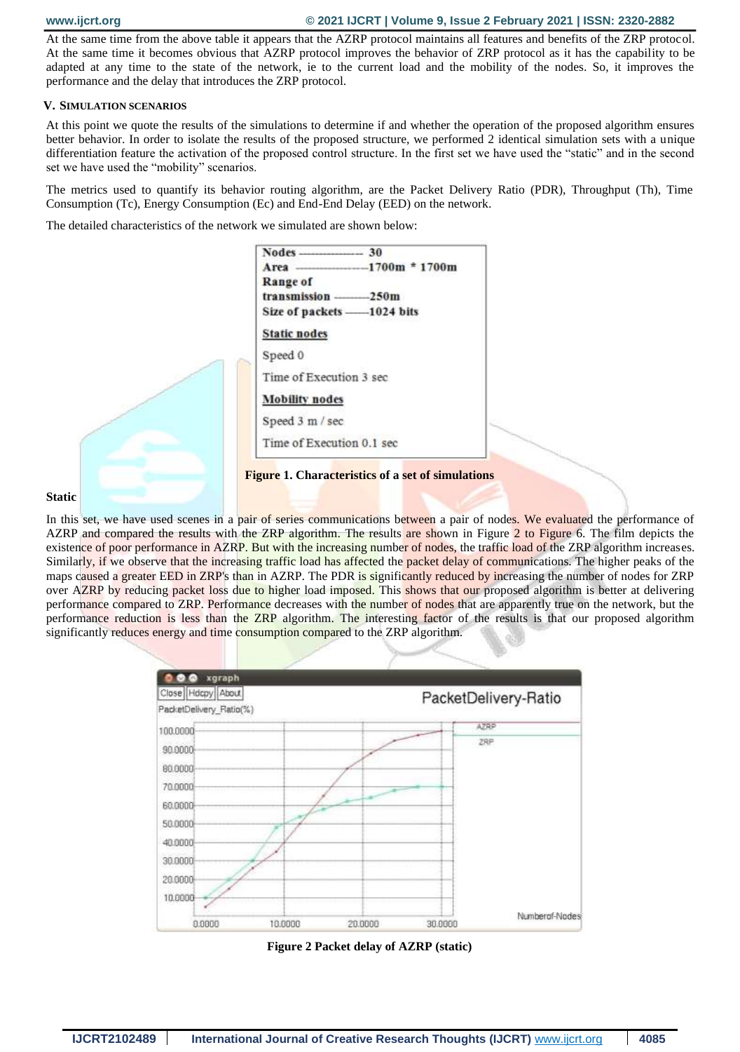At the same time from the above table it appears that the AZRP protocol maintains all features and benefits of the ZRP protocol. At the same time it becomes obvious that AZRP protocol improves the behavior of ZRP protocol as it has the capability to be adapted at any time to the state of the network, ie to the current load and the mobility of the nodes. So, it improves the performance and the delay that introduces the ZRP protocol.

## V. Simulation Scenarios

At this point we quote the results of the simulations to determine if and whether the operation of the proposed algorithm ensures better behavior. In order to isolate the results of the proposed structure, we performed 2 identical simulation sets with a unique differentiation feature the activation of the proposed control structure. In the first set we have used the "static" and in the second set we have used the "mobility" scenarios.

The metrics used to quantify its behavior routing algorithm, are the Packet Delivery Ratio (PDR), Throughput (Th), Time Consumption (Tc), Energy Consumption (Ec) and End-End Delay (EED) on the network.

The detailed characteristics of the network we simulated are shown below:

**Nodes** ---------------- **30**
**Area** ------------------**1700m * 1700m**
**Range of transmission** ---------**250m**
**Size of packets** ------**1024 bits**

**Static nodes**

Speed 0

Time of Execution 3 sec

**Mobility nodes**

Speed 3 m / sec

Time of Execution 0.1 sec

**Figure 1. Characteristics of a set of simulations**

**Static**

In this set, we have used scenes in a pair of series communications between a pair of nodes. We evaluated the performance of AZRP and compared the results with the ZRP algorithm. The results are shown in Figure 2 to Figure 6. The film depicts the existence of poor performance in AZRP. But with the increasing number of nodes, the traffic load of the ZRP algorithm increases. Similarly, if we observe that the increasing traffic load has affected the packet delay of communications. The higher peaks of the maps caused a greater EED in ZRP's than in AZRP. The PDR is significantly reduced by increasing the number of nodes for ZRP over AZRP by reducing packet loss due to higher load imposed. This shows that our proposed algorithm is better at delivering performance compared to ZRP. Performance decreases with the number of nodes that are apparently true on the network, but the performance reduction is less than the ZRP algorithm. The interesting factor of the results is that our proposed algorithm significantly reduces energy and time consumption compared to the ZRP algorithm.

**Figure 2 Packet delay of AZRP (static)**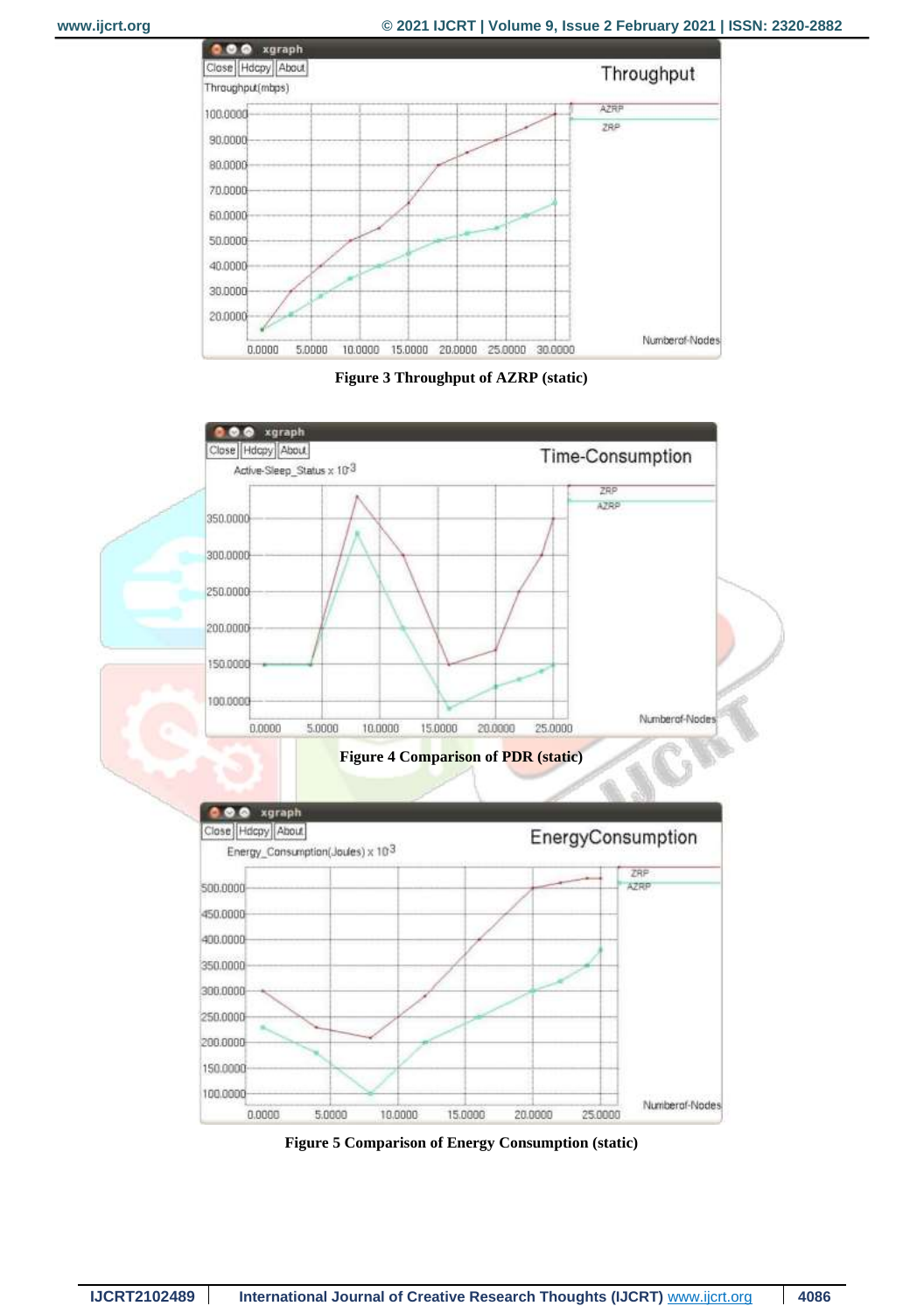Figure 3 Throughput of AZRP (static)

Figure 4 Comparison of PDR (static)

Figure 5 Comparison of Energy Consumption (static)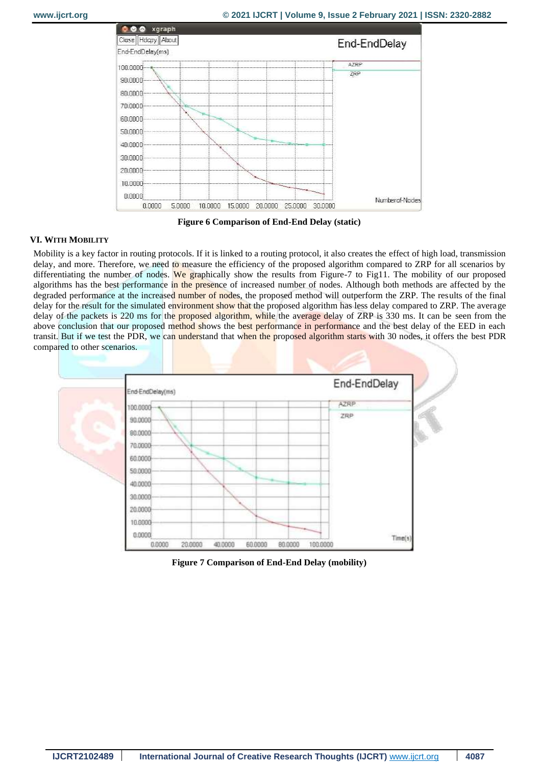**Figure 6 Comparison of End-End Delay (static)**

## VI. WITH MOBILITY

Mobility is a key factor in routing protocols. If it is linked to a routing protocol, it also creates the effect of high load, transmission delay, and more. Therefore, we need to measure the efficiency of the proposed algorithm compared to ZRP for all scenarios by differentiating the number of nodes. We graphically show the results from Figure-7 to Fig11. The mobility of our proposed algorithms has the best performance in the presence of increased number of nodes. Although both methods are affected by the degraded performance at the increased number of nodes, the proposed method will outperform the ZRP. The results of the final delay for the result for the simulated environment show that the proposed algorithm has less delay compared to ZRP. The average delay of the packets is 220 ms for the proposed algorithm, while the average delay of ZRP is 330 ms. It can be seen from the above conclusion that our proposed method shows the best performance in performance and the best delay of the EED in each transit. But if we test the PDR, we can understand that when the proposed algorithm starts with 30 nodes, it offers the best PDR compared to other scenarios.

**Figure 7 Comparison of End-End Delay (mobility)**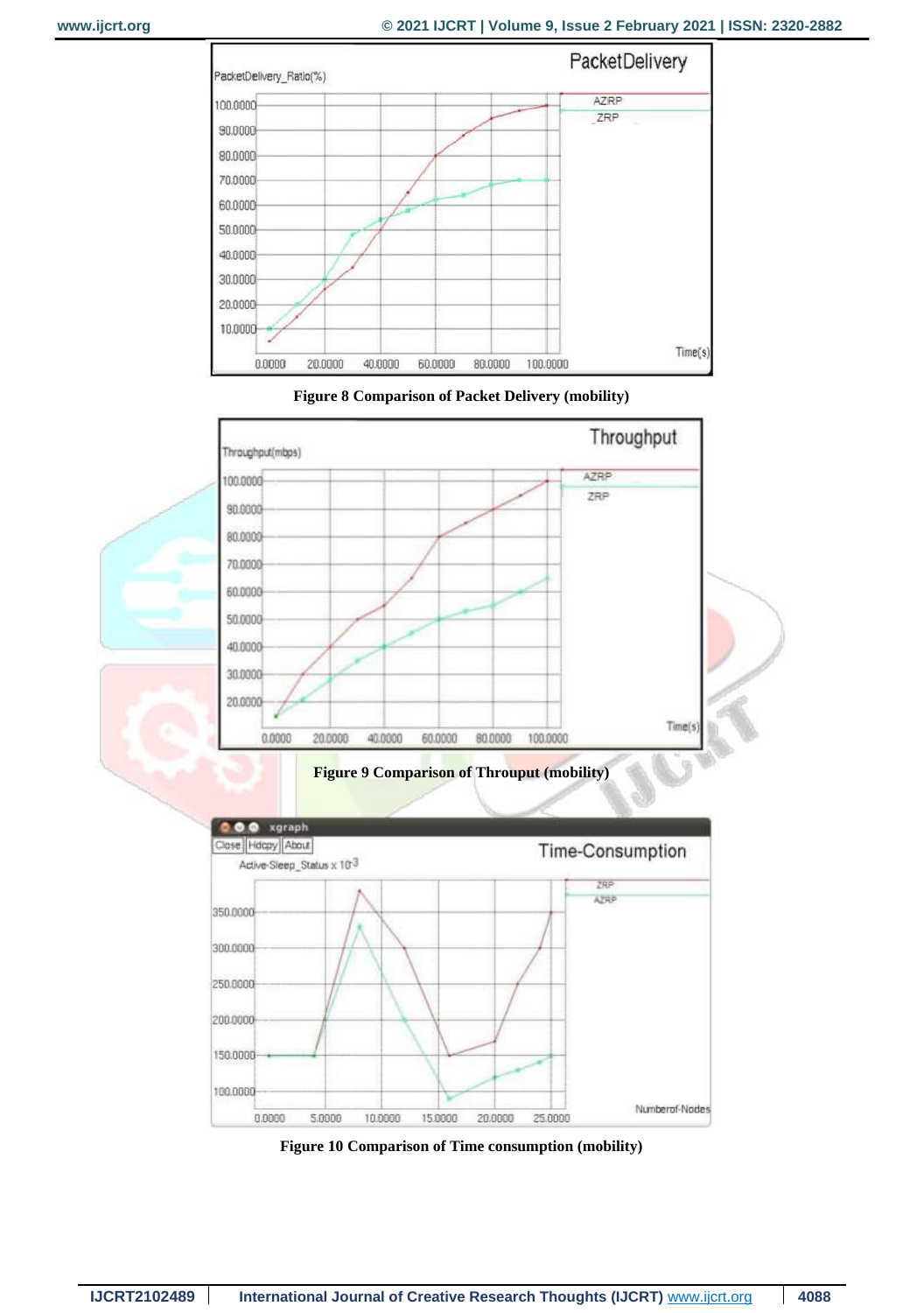Figure 8 Comparison of Packet Delivery (mobility)

Figure 9 Comparison of Throuput (mobility)

Figure 10 Comparison of Time consumption (mobility)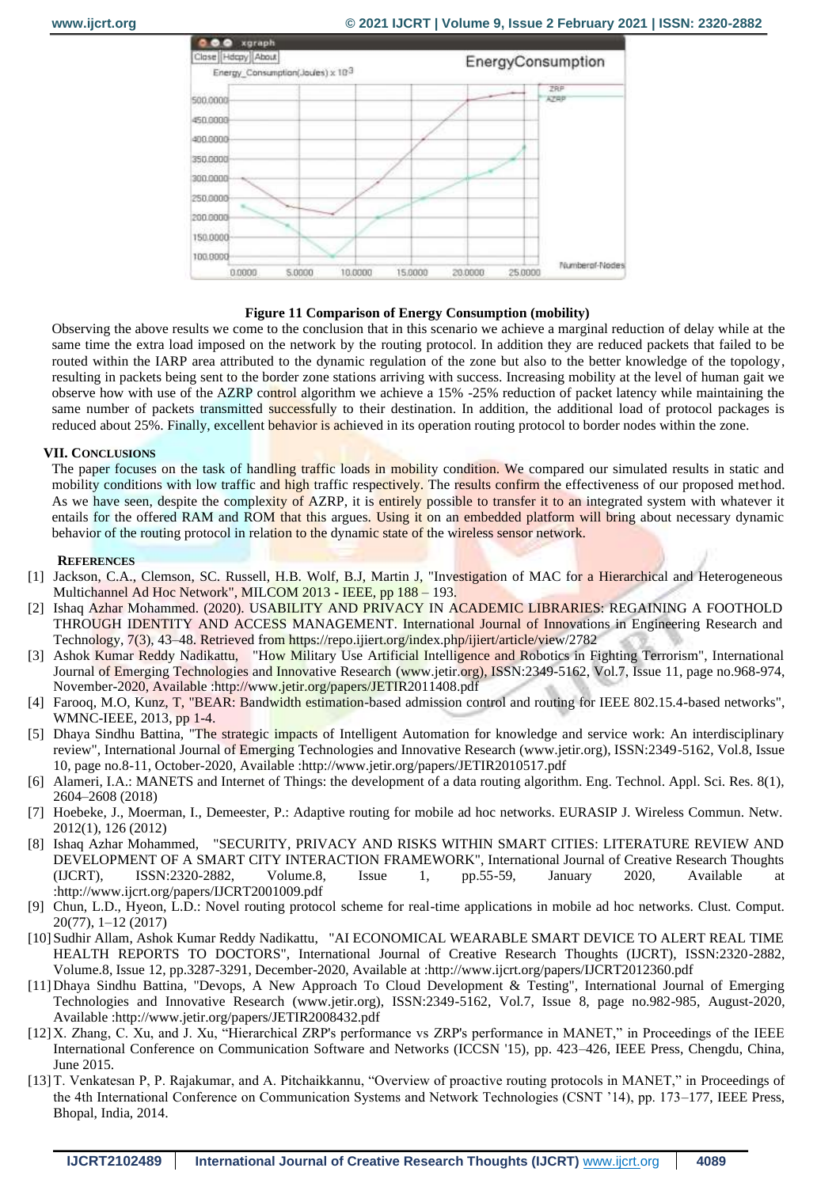**Figure 11 Comparison of Energy Consumption (mobility)**

Observing the above results we come to the conclusion that in this scenario we achieve a marginal reduction of delay while at the same time the extra load imposed on the network by the routing protocol. In addition they are reduced packets that failed to be routed within the IARP area attributed to the dynamic regulation of the zone but also to the better knowledge of the topology, resulting in packets being sent to the border zone stations arriving with success. Increasing mobility at the level of human gait we observe how with use of the AZRP control algorithm we achieve a 15% -25% reduction of packet latency while maintaining the same number of packets transmitted successfully to their destination. In addition, the additional load of protocol packages is reduced about 25%. Finally, excellent behavior is achieved in its operation routing protocol to border nodes within the zone.

## VII. Conclusions

The paper focuses on the task of handling traffic loads in mobility condition. We compared our simulated results in static and mobility conditions with low traffic and high traffic respectively. The results confirm the effectiveness of our proposed method. As we have seen, despite the complexity of AZRP, it is entirely possible to transfer it to an integrated system with whatever it entails for the offered RAM and ROM that this argues. Using it on an embedded platform will bring about necessary dynamic behavior of the routing protocol in relation to the dynamic state of the wireless sensor network.

## References

[1] Jackson, C.A., Clemson, SC. Russell, H.B. Wolf, B.J, Martin J, "Investigation of MAC for a Hierarchical and Heterogeneous Multichannel Ad Hoc Network", MILCOM 2013 - IEEE, pp 188 – 193.

[2] Ishaq Azhar Mohammed. (2020). USABILITY AND PRIVACY IN ACADEMIC LIBRARIES: REGAINING A FOOTHOLD THROUGH IDENTITY AND ACCESS MANAGEMENT. International Journal of Innovations in Engineering Research and Technology, 7(3), 43–48. Retrieved from https://repo.ijiert.org/index.php/ijiert/article/view/2782

[3] Ashok Kumar Reddy Nadikattu, "How Military Use Artificial Intelligence and Robotics in Fighting Terrorism", International Journal of Emerging Technologies and Innovative Research (www.jetir.org), ISSN:2349-5162, Vol.7, Issue 11, page no.968-974, November-2020, Available :http://www.jetir.org/papers/JETIR2011408.pdf

[4] Farooq, M.O, Kunz, T, "BEAR: Bandwidth estimation-based admission control and routing for IEEE 802.15.4-based networks", WMNC-IEEE, 2013, pp 1-4.

[5] Dhaya Sindhu Battina, "The strategic impacts of Intelligent Automation for knowledge and service work: An interdisciplinary review", International Journal of Emerging Technologies and Innovative Research (www.jetir.org), ISSN:2349-5162, Vol.8, Issue 10, page no.8-11, October-2020, Available :http://www.jetir.org/papers/JETIR2010517.pdf

[6] Alameri, I.A.: MANETS and Internet of Things: the development of a data routing algorithm. Eng. Technol. Appl. Sci. Res. 8(1), 2604–2608 (2018)

[7] Hoebeke, J., Moerman, I., Demeester, P.: Adaptive routing for mobile ad hoc networks. EURASIP J. Wireless Commun. Netw. 2012(1), 126 (2012)

[8] Ishaq Azhar Mohammed, "SECURITY, PRIVACY AND RISKS WITHIN SMART CITIES: LITERATURE REVIEW AND DEVELOPMENT OF A SMART CITY INTERACTION FRAMEWORK", International Journal of Creative Research Thoughts (IJCRT), ISSN:2320-2882, Volume.8, Issue 1, pp.55-59, January 2020, Available at :http://www.ijcrt.org/papers/IJCRT2001009.pdf

[9] Chun, L.D., Hyeon, L.D.: Novel routing protocol scheme for real-time applications in mobile ad hoc networks. Clust. Comput. 20(77), 1–12 (2017)

[10] Sudhir Allam, Ashok Kumar Reddy Nadikattu, "AI ECONOMICAL WEARABLE SMART DEVICE TO ALERT REAL TIME HEALTH REPORTS TO DOCTORS", International Journal of Creative Research Thoughts (IJCRT), ISSN:2320-2882, Volume.8, Issue 12, pp.3287-3291, December-2020, Available at :http://www.ijcrt.org/papers/IJCRT2012360.pdf

[11] Dhaya Sindhu Battina, "Devops, A New Approach To Cloud Development & Testing", International Journal of Emerging Technologies and Innovative Research (www.jetir.org), ISSN:2349-5162, Vol.7, Issue 8, page no.982-985, August-2020, Available :http://www.jetir.org/papers/JETIR2008432.pdf

[12] X. Zhang, C. Xu, and J. Xu, "Hierarchical ZRP's performance vs ZRP's performance in MANET," in Proceedings of the IEEE International Conference on Communication Software and Networks (ICCSN '15), pp. 423–426, IEEE Press, Chengdu, China, June 2015.

[13] T. Venkatesan P, P. Rajakumar, and A. Pitchaikkannu, "Overview of proactive routing protocols in MANET," in Proceedings of the 4th International Conference on Communication Systems and Network Technologies (CSNT '14), pp. 173–177, IEEE Press, Bhopal, India, 2014.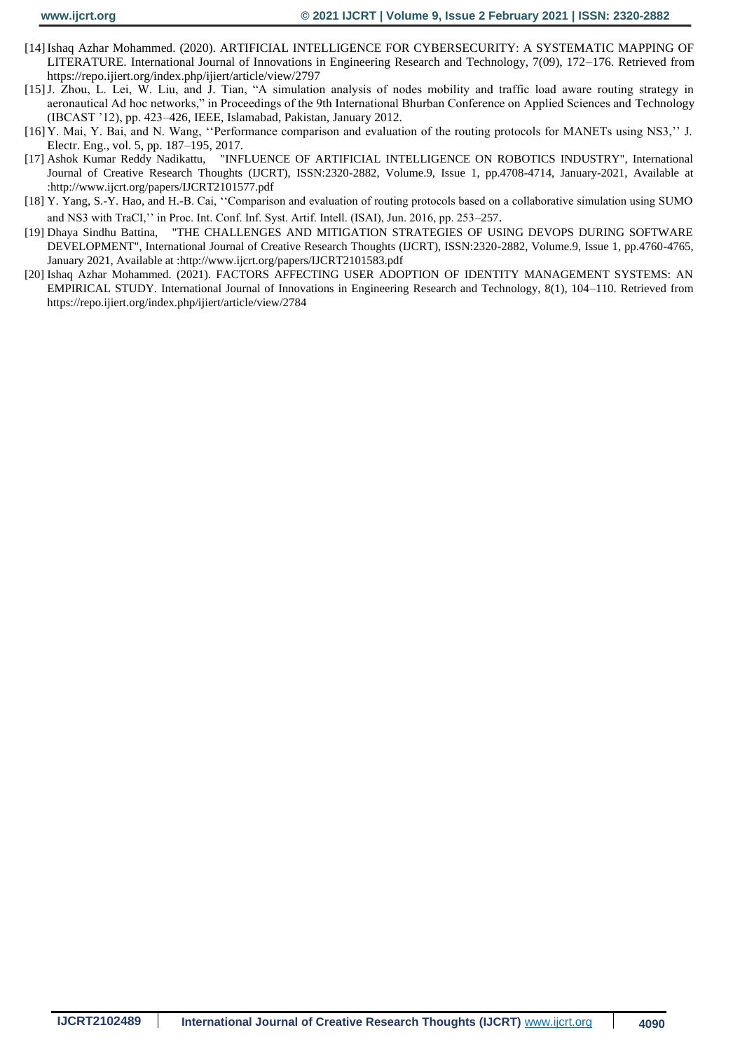[14] Ishaq Azhar Mohammed. (2020). ARTIFICIAL INTELLIGENCE FOR CYBERSECURITY: A SYSTEMATIC MAPPING OF LITERATURE. International Journal of Innovations in Engineering Research and Technology, 7(09), 172–176. Retrieved from https://repo.ijiert.org/index.php/ijiert/article/view/2797

[15] J. Zhou, L. Lei, W. Liu, and J. Tian, "A simulation analysis of nodes mobility and traffic load aware routing strategy in aeronautical Ad hoc networks," in Proceedings of the 9th International Bhurban Conference on Applied Sciences and Technology (IBCAST '12), pp. 423–426, IEEE, Islamabad, Pakistan, January 2012.

[16] Y. Mai, Y. Bai, and N. Wang, ''Performance comparison and evaluation of the routing protocols for MANETs using NS3,'' J. Electr. Eng., vol. 5, pp. 187–195, 2017.

[17] Ashok Kumar Reddy Nadikattu, "INFLUENCE OF ARTIFICIAL INTELLIGENCE ON ROBOTICS INDUSTRY", International Journal of Creative Research Thoughts (IJCRT), ISSN:2320-2882, Volume.9, Issue 1, pp.4708-4714, January-2021, Available at :http://www.ijcrt.org/papers/IJCRT2101577.pdf

[18] Y. Yang, S.-Y. Hao, and H.-B. Cai, ''Comparison and evaluation of routing protocols based on a collaborative simulation using SUMO and NS3 with TraCI,'' in Proc. Int. Conf. Inf. Syst. Artif. Intell. (ISAI), Jun. 2016, pp. 253–257.

[19] Dhaya Sindhu Battina, "THE CHALLENGES AND MITIGATION STRATEGIES OF USING DEVOPS DURING SOFTWARE DEVELOPMENT", International Journal of Creative Research Thoughts (IJCRT), ISSN:2320-2882, Volume.9, Issue 1, pp.4760-4765, January 2021, Available at :http://www.ijcrt.org/papers/IJCRT2101583.pdf

[20] Ishaq Azhar Mohammed. (2021). FACTORS AFFECTING USER ADOPTION OF IDENTITY MANAGEMENT SYSTEMS: AN EMPIRICAL STUDY. International Journal of Innovations in Engineering Research and Technology, 8(1), 104–110. Retrieved from https://repo.ijiert.org/index.php/ijiert/article/view/2784